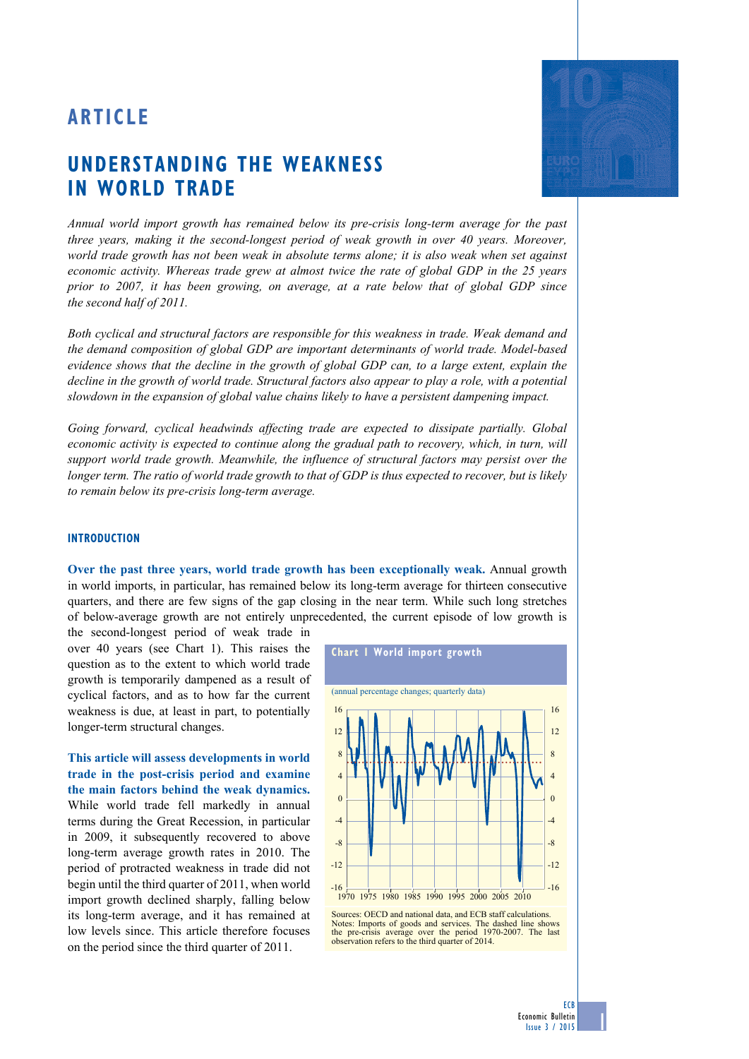# ARTICLE

# UNDERSTANDING THE WEAKNESS IN WORLD TRADE

*Annual world import growth has remained below its pre-crisis long-term average for the past three years, making it the second-longest period of weak growth in over 40 years. Moreover, world trade growth has not been weak in absolute terms alone; it is also weak when set against economic activity. Whereas trade grew at almost twice the rate of global GDP in the 25 years prior to 2007, it has been growing, on average, at a rate below that of global GDP since the second half of 2011.*

*Both cyclical and structural factors are responsible for this weakness in trade. Weak demand and the demand composition of global GDP are important determinants of world trade. Model-based evidence shows that the decline in the growth of global GDP can, to a large extent, explain the decline in the growth of world trade. Structural factors also appear to play a role, with a potential slowdown in the expansion of global value chains likely to have a persistent dampening impact.*

*Going forward, cyclical headwinds affecting trade are expected to dissipate partially. Global economic activity is expected to continue along the gradual path to recovery, which, in turn, will support world trade growth. Meanwhile, the influence of structural factors may persist over the longer term. The ratio of world trade growth to that of GDP is thus expected to recover, but is likely to remain below its pre-crisis long-term average.*

## INTRODUCTION

**Over the past three years, world trade growth has been exceptionally weak.** Annual growth in world imports, in particular, has remained below its long-term average for thirteen consecutive quarters, and there are few signs of the gap closing in the near term. While such long stretches of below-average growth are not entirely unprecedented, the current episode of low growth is the second-longest period of weak trade in over 40 years (see Chart 1). This raises the question as to the extent to which world trade growth is temporarily dampened as a result of cyclical factors, and as to how far the current weakness is due, at least in part, to potentially longer-term structural changes.

**This article will assess developments in world trade in the post-crisis period and examine the main factors behind the weak dynamics.** While world trade fell markedly in annual terms during the Great Recession, in particular in 2009, it subsequently recovered to above long-term average growth rates in 2010. The period of protracted weakness in trade did not begin until the third quarter of 2011, when world import growth declined sharply, falling below its long-term average, and it has remained at low levels since. This article therefore focuses on the period since the third quarter of 2011.

**Chart 1 World import growth**

(annual percentage changes; quarterly data)

Sources: OECD and national data, and ECB staff calculations.
Notes: Imports of goods and services. The dashed line shows the pre-crisis average over the period 1970-2007. The last observation refers to the third quarter of 2014.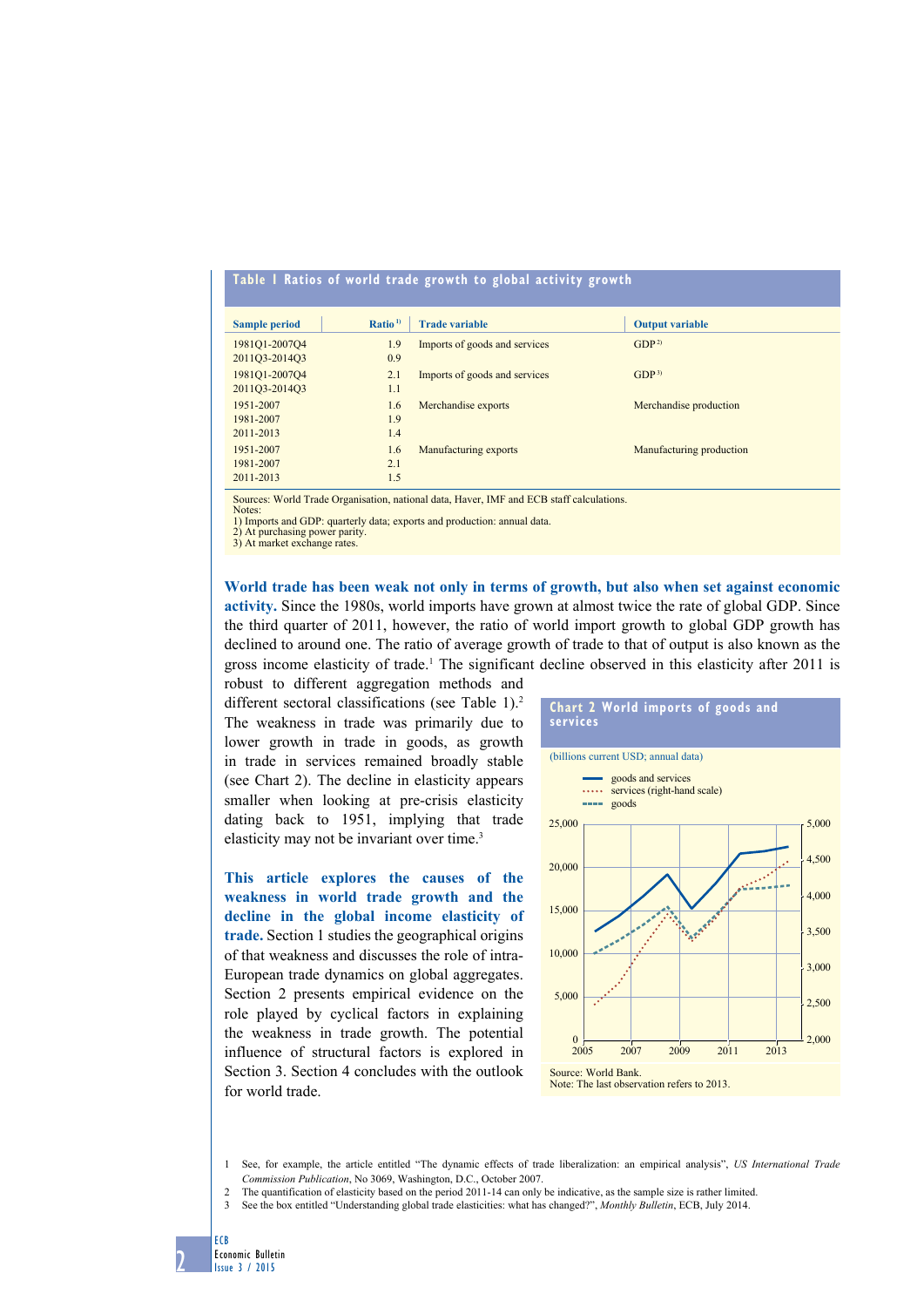**Table 1 Ratios of world trade growth to global activity growth**

| Sample period | Ratio[1)] | Trade variable | Output variable |
|---|---|---|---|
| 1981Q1-2007Q4 | 1.9 | Imports of goods and services | GDP[2)] |
| 2011Q3-2014Q3 | 0.9 | | |
| 1981Q1-2007Q4 | 2.1 | Imports of goods and services | GDP[3)] |
| 2011Q3-2014Q3 | 1.1 | | |
| 1951-2007 | 1.6 | Merchandise exports | Merchandise production |
| 1981-2007 | 1.9 | | |
| 2011-2013 | 1.4 | | |
| 1951-2007 | 1.6 | Manufacturing exports | Manufacturing production |
| 1981-2007 | 2.1 | | |
| 2011-2013 | 1.5 | | |

Sources: World Trade Organisation, national data, Haver, IMF and ECB staff calculations.
Notes:
1) Imports and GDP: quarterly data; exports and production: annual data.
2) At purchasing power parity.
3) At market exchange rates.

**World trade has been weak not only in terms of growth, but also when set against economic activity.** Since the 1980s, world imports have grown at almost twice the rate of global GDP. Since the third quarter of 2011, however, the ratio of world import growth to global GDP growth has declined to around one. The ratio of average growth of trade to that of output is also known as the gross income elasticity of trade.[1] The significant decline observed in this elasticity after 2011 is robust to different aggregation methods and different sectoral classifications (see Table 1).[2] The weakness in trade was primarily due to lower growth in trade in goods, as growth in trade in services remained broadly stable (see Chart 2). The decline in elasticity appears smaller when looking at pre-crisis elasticity dating back to 1951, implying that trade elasticity may not be invariant over time.[3]

**Chart 2 World imports of goods and services**

(billions current USD; annual data)

Source: World Bank.
Note: The last observation refers to 2013.

**This article explores the causes of the weakness in world trade growth and the decline in the global income elasticity of trade.** Section 1 studies the geographical origins of that weakness and discusses the role of intra-European trade dynamics on global aggregates. Section 2 presents empirical evidence on the role played by cyclical factors in explaining the weakness in trade growth. The potential influence of structural factors is explored in Section 3. Section 4 concludes with the outlook for world trade.

1 See, for example, the article entitled "The dynamic effects of trade liberalization: an empirical analysis", *US International Trade Commission Publication*, No 3069, Washington, D.C., October 2007.

2 The quantification of elasticity based on the period 2011-14 can only be indicative, as the sample size is rather limited.

3 See the box entitled "Understanding global trade elasticities: what has changed?", *Monthly Bulletin*, ECB, July 2014.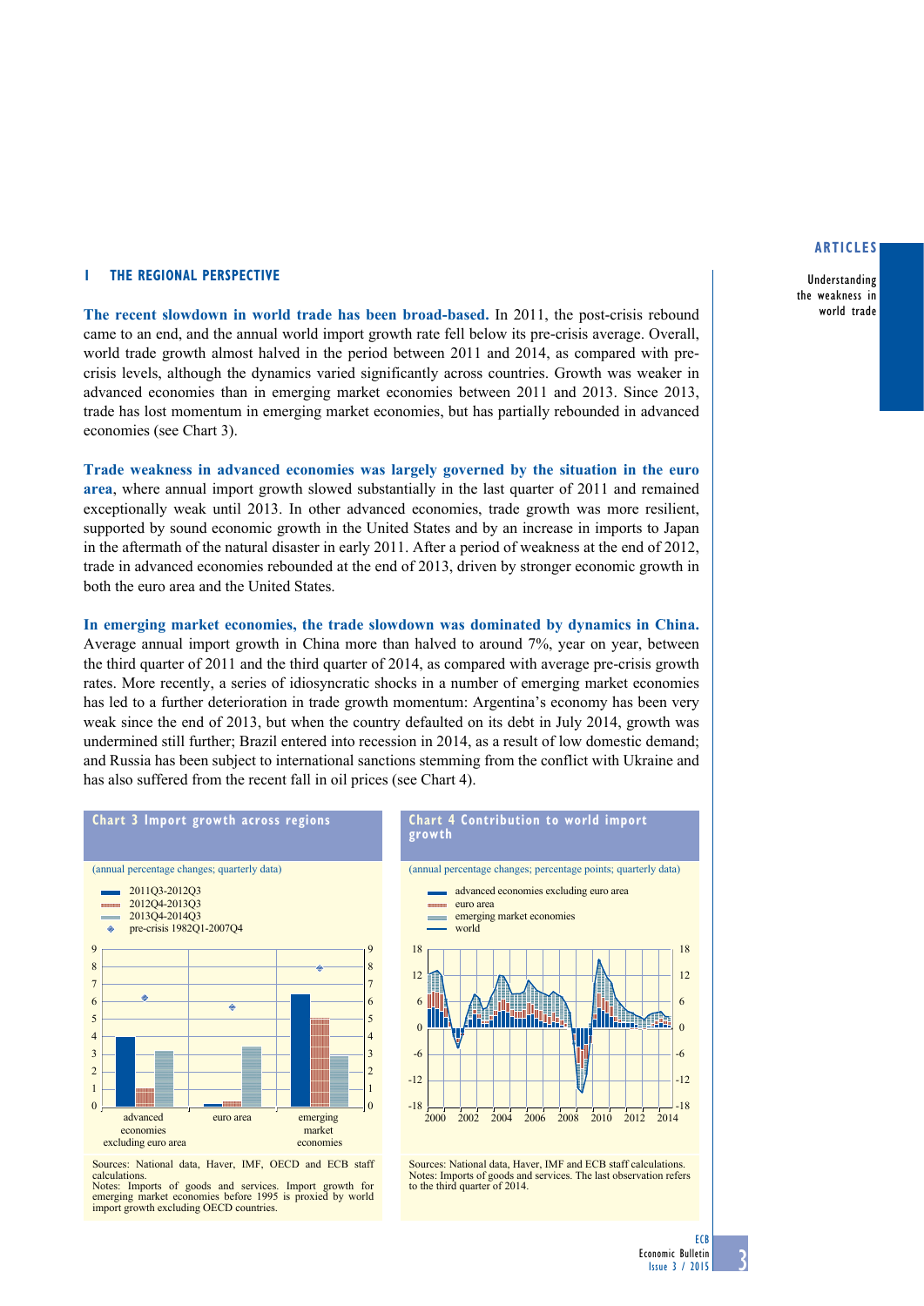## 1 THE REGIONAL PERSPECTIVE

**The recent slowdown in world trade has been broad-based.** In 2011, the post-crisis rebound came to an end, and the annual world import growth rate fell below its pre-crisis average. Overall, world trade growth almost halved in the period between 2011 and 2014, as compared with pre-crisis levels, although the dynamics varied significantly across countries. Growth was weaker in advanced economies than in emerging market economies between 2011 and 2013. Since 2013, trade has lost momentum in emerging market economies, but has partially rebounded in advanced economies (see Chart 3).

**Trade weakness in advanced economies was largely governed by the situation in the euro area**, where annual import growth slowed substantially in the last quarter of 2011 and remained exceptionally weak until 2013. In other advanced economies, trade growth was more resilient, supported by sound economic growth in the United States and by an increase in imports to Japan in the aftermath of the natural disaster in early 2011. After a period of weakness at the end of 2012, trade in advanced economies rebounded at the end of 2013, driven by stronger economic growth in both the euro area and the United States.

**In emerging market economies, the trade slowdown was dominated by dynamics in China.** Average annual import growth in China more than halved to around 7%, year on year, between the third quarter of 2011 and the third quarter of 2014, as compared with average pre-crisis growth rates. More recently, a series of idiosyncratic shocks in a number of emerging market economies has led to a further deterioration in trade growth momentum: Argentina's economy has been very weak since the end of 2013, but when the country defaulted on its debt in July 2014, growth was undermined still further; Brazil entered into recession in 2014, as a result of low domestic demand; and Russia has been subject to international sanctions stemming from the conflict with Ukraine and has also suffered from the recent fall in oil prices (see Chart 4).

**Chart 3 Import growth across regions**

(annual percentage changes; quarterly data)

Legend: 2011Q3-2012Q3; 2012Q4-2013Q3; 2013Q4-2014Q3; pre-crisis 1982Q1-2007Q4

Categories: advanced economies excluding euro area; euro area; emerging market economies

Sources: National data, Haver, IMF, OECD and ECB staff calculations.
Notes: Imports of goods and services. Import growth for emerging market economies before 1995 is proxied by world import growth excluding OECD countries.

**Chart 4 Contribution to world import growth**

(annual percentage changes; percentage points; quarterly data)

Legend: advanced economies excluding euro area; euro area; emerging market economies; world

Sources: National data, Haver, IMF and ECB staff calculations.
Notes: Imports of goods and services. The last observation refers to the third quarter of 2014.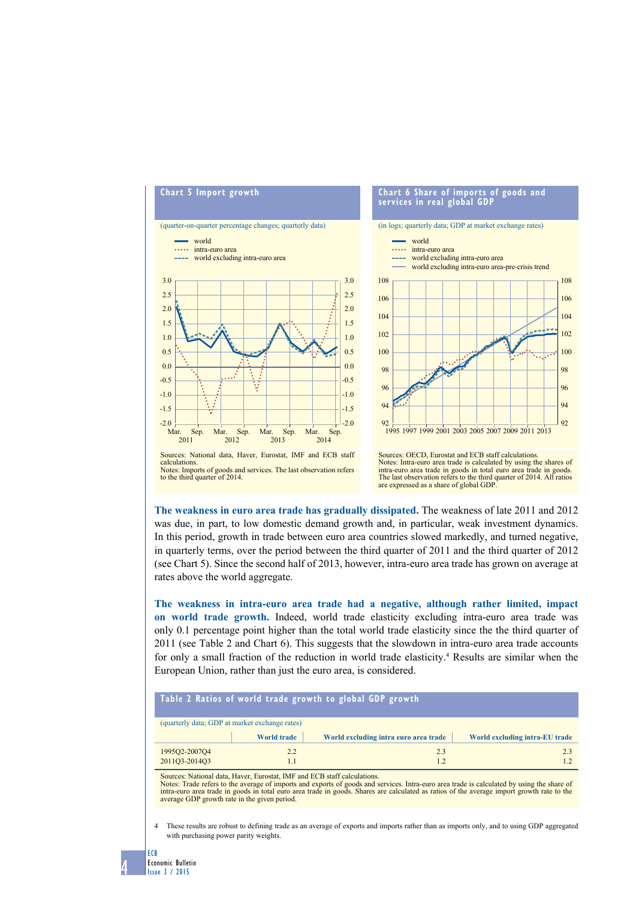**Chart 5 Import growth**

(quarter-on-quarter percentage changes; quarterly data)

- world
- intra-euro area
- world excluding intra-euro area

Sources: National data, Haver, Eurostat, IMF and ECB staff calculations.
Notes: Imports of goods and services. The last observation refers to the third quarter of 2014.

**Chart 6 Share of imports of goods and services in real global GDP**

(in logs; quarterly data; GDP at market exchange rates)

- world
- intra-euro area
- world excluding intra-euro area
- world excluding intra-euro area-pre-crisis trend

Sources: OECD, Eurostat and ECB staff calculations.
Notes: Intra-euro area trade is calculated by using the shares of intra-euro area trade in goods in total euro area trade in goods. The last observation refers to the third quarter of 2014. All ratios are expressed as a share of global GDP.

**The weakness in euro area trade has gradually dissipated.** The weakness of late 2011 and 2012 was due, in part, to low domestic demand growth and, in particular, weak investment dynamics. In this period, growth in trade between euro area countries slowed markedly, and turned negative, in quarterly terms, over the period between the third quarter of 2011 and the third quarter of 2012 (see Chart 5). Since the second half of 2013, however, intra-euro area trade has grown on average at rates above the world aggregate.

**The weakness in intra-euro area trade had a negative, although rather limited, impact on world trade growth.** Indeed, world trade elasticity excluding intra-euro area trade was only 0.1 percentage point higher than the total world trade elasticity since the the third quarter of 2011 (see Table 2 and Chart 6). This suggests that the slowdown in intra-euro area trade accounts for only a small fraction of the reduction in world trade elasticity.[4] Results are similar when the European Union, rather than just the euro area, is considered.

**Table 2 Ratios of world trade growth to global GDP growth**

(quarterly data; GDP at market exchange rates)

| | World trade | World excluding intra euro area trade | World excluding intra-EU trade |
|---|---|---|---|
| 1995Q2-2007Q4 | 2.2 | 2.3 | 2.3 |
| 2011Q3-2014Q3 | 1.1 | 1.2 | 1.2 |

Sources: National data, Haver, Eurostat, IMF and ECB staff calculations.
Notes: Trade refers to the average of imports and exports of goods and services. Intra-euro area trade is calculated by using the share of intra-euro area trade in goods in total euro area trade in goods. Shares are calculated as ratios of the average import growth rate to the average GDP growth rate in the given period.

4 These results are robust to defining trade as an average of exports and imports rather than as imports only, and to using GDP aggregated with purchasing power parity weights.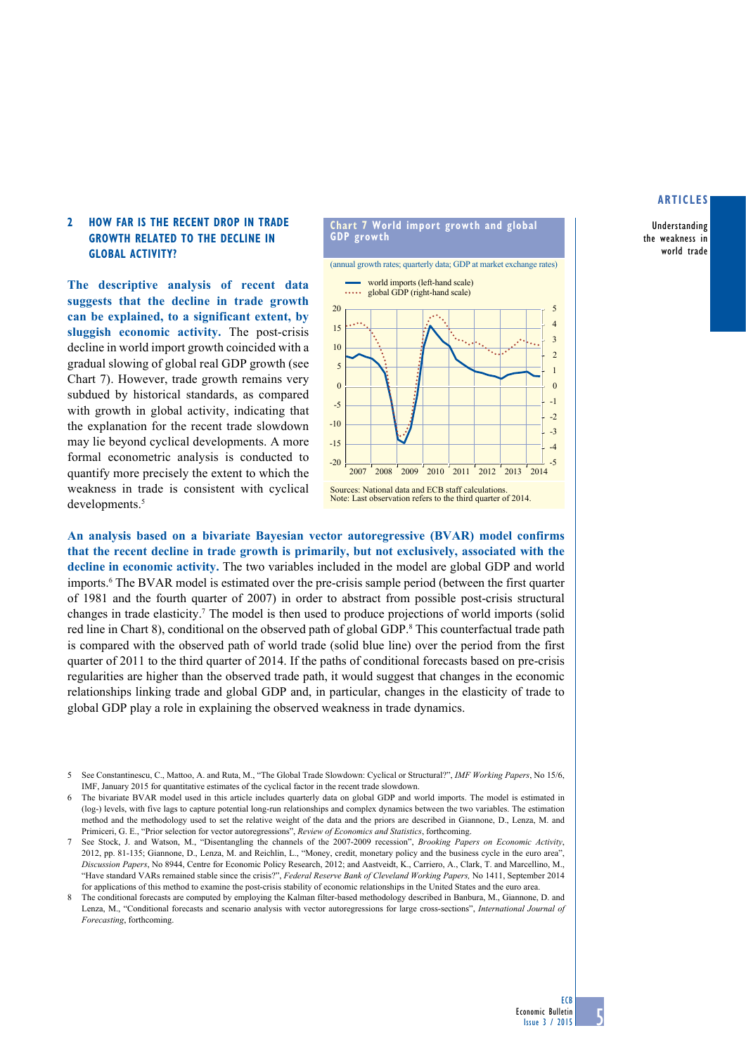## 2 HOW FAR IS THE RECENT DROP IN TRADE GROWTH RELATED TO THE DECLINE IN GLOBAL ACTIVITY?

**The descriptive analysis of recent data suggests that the decline in trade growth can be explained, to a significant extent, by sluggish economic activity.** The post-crisis decline in world import growth coincided with a gradual slowing of global real GDP growth (see Chart 7). However, trade growth remains very subdued by historical standards, as compared with growth in global activity, indicating that the explanation for the recent trade slowdown may lie beyond cyclical developments. A more formal econometric analysis is conducted to quantify more precisely the extent to which the weakness in trade is consistent with cyclical developments.[5]

**Chart 7 World import growth and global GDP growth**

(annual growth rates; quarterly data; GDP at market exchange rates)

- world imports (left-hand scale)
- global GDP (right-hand scale)

Sources: National data and ECB staff calculations.
Note: Last observation refers to the third quarter of 2014.

**An analysis based on a bivariate Bayesian vector autoregressive (BVAR) model confirms that the recent decline in trade growth is primarily, but not exclusively, associated with the decline in economic activity.** The two variables included in the model are global GDP and world imports.[6] The BVAR model is estimated over the pre-crisis sample period (between the first quarter of 1981 and the fourth quarter of 2007) in order to abstract from possible post-crisis structural changes in trade elasticity.[7] The model is then used to produce projections of world imports (solid red line in Chart 8), conditional on the observed path of global GDP.[8] This counterfactual trade path is compared with the observed path of world trade (solid blue line) over the period from the first quarter of 2011 to the third quarter of 2014. If the paths of conditional forecasts based on pre-crisis regularities are higher than the observed trade path, it would suggest that changes in the economic relationships linking trade and global GDP and, in particular, changes in the elasticity of trade to global GDP play a role in explaining the observed weakness in trade dynamics.

5 See Constantinescu, C., Mattoo, A. and Ruta, M., "The Global Trade Slowdown: Cyclical or Structural?", *IMF Working Papers*, No 15/6, IMF, January 2015 for quantitative estimates of the cyclical factor in the recent trade slowdown.

6 The bivariate BVAR model used in this article includes quarterly data on global GDP and world imports. The model is estimated in (log-) levels, with five lags to capture potential long-run relationships and complex dynamics between the two variables. The estimation method and the methodology used to set the relative weight of the data and the priors are described in Giannone, D., Lenza, M. and Primiceri, G. E., "Prior selection for vector autoregressions", *Review of Economics and Statistics*, forthcoming.

7 See Stock, J. and Watson, M., "Disentangling the channels of the 2007-2009 recession", *Brooking Papers on Economic Activity*, 2012, pp. 81-135; Giannone, D., Lenza, M. and Reichlin, L., "Money, credit, monetary policy and the business cycle in the euro area", *Discussion Papers*, No 8944, Centre for Economic Policy Research, 2012; and Aastveidt, K., Carriero, A., Clark, T. and Marcellino, M., "Have standard VARs remained stable since the crisis?", *Federal Reserve Bank of Cleveland Working Papers,* No 1411, September 2014 for applications of this method to examine the post-crisis stability of economic relationships in the United States and the euro area.

8 The conditional forecasts are computed by employing the Kalman filter-based methodology described in Banbura, M., Giannone, D. and Lenza, M., "Conditional forecasts and scenario analysis with vector autoregressions for large cross-sections", *International Journal of Forecasting*, forthcoming.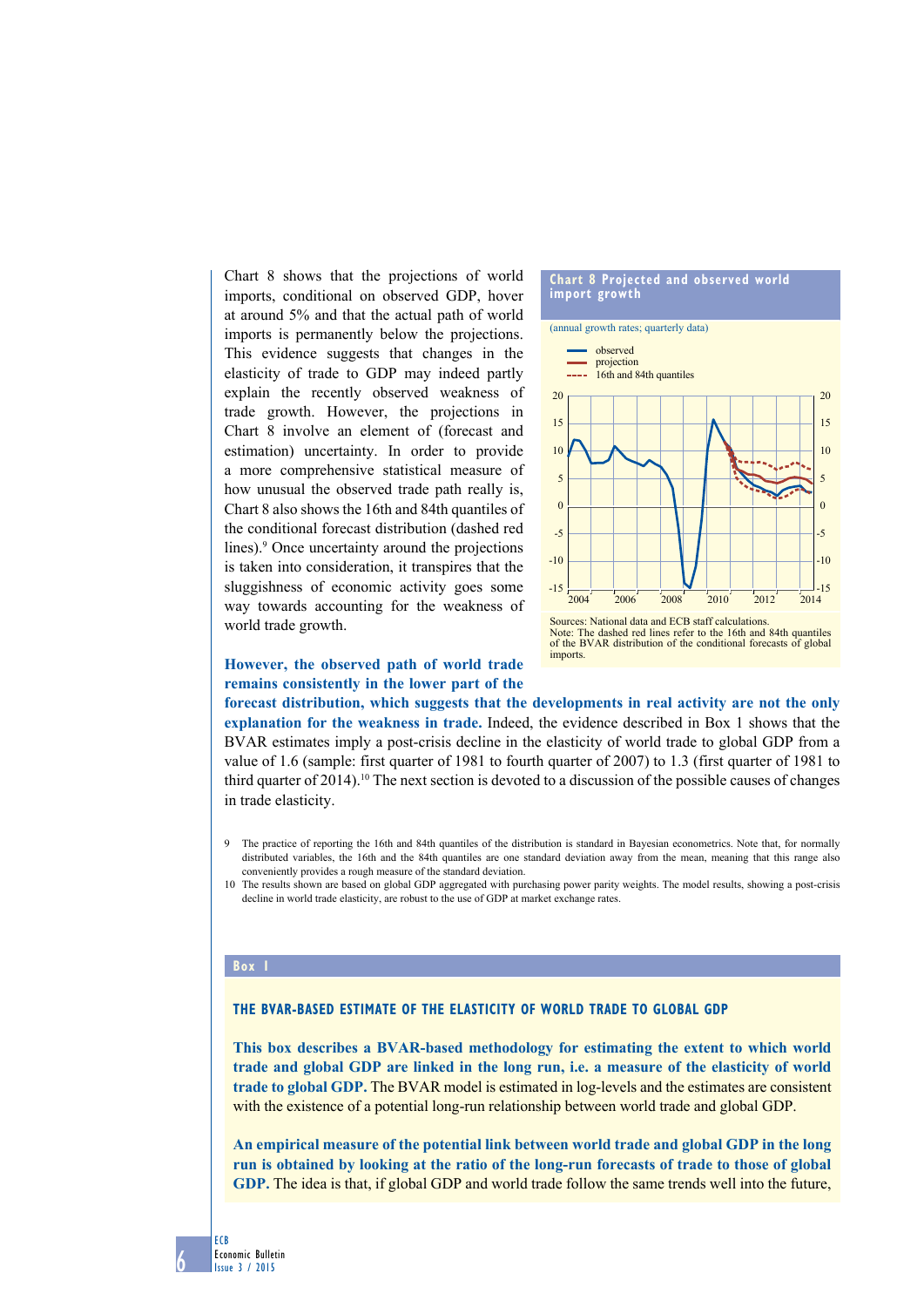Chart 8 shows that the projections of world imports, conditional on observed GDP, hover at around 5% and that the actual path of world imports is permanently below the projections. This evidence suggests that changes in the elasticity of trade to GDP may indeed partly explain the recently observed weakness of trade growth. However, the projections in Chart 8 involve an element of (forecast and estimation) uncertainty. In order to provide a more comprehensive statistical measure of how unusual the observed trade path really is, Chart 8 also shows the 16th and 84th quantiles of the conditional forecast distribution (dashed red lines).[9] Once uncertainty around the projections is taken into consideration, it transpires that the sluggishness of economic activity goes some way towards accounting for the weakness of world trade growth.

**Chart 8 Projected and observed world import growth**

(annual growth rates; quarterly data)

Sources: National data and ECB staff calculations.
Note: The dashed red lines refer to the 16th and 84th quantiles of the BVAR distribution of the conditional forecasts of global imports.

**However, the observed path of world trade remains consistently in the lower part of the forecast distribution, which suggests that the developments in real activity are not the only explanation for the weakness in trade.** Indeed, the evidence described in Box 1 shows that the BVAR estimates imply a post-crisis decline in the elasticity of world trade to global GDP from a value of 1.6 (sample: first quarter of 1981 to fourth quarter of 2007) to 1.3 (first quarter of 1981 to third quarter of 2014).[10] The next section is devoted to a discussion of the possible causes of changes in trade elasticity.

9 The practice of reporting the 16th and 84th quantiles of the distribution is standard in Bayesian econometrics. Note that, for normally distributed variables, the 16th and the 84th quantiles are one standard deviation away from the mean, meaning that this range also conveniently provides a rough measure of the standard deviation.

10 The results shown are based on global GDP aggregated with purchasing power parity weights. The model results, showing a post-crisis decline in world trade elasticity, are robust to the use of GDP at market exchange rates.

## Box 1

### THE BVAR-BASED ESTIMATE OF THE ELASTICITY OF WORLD TRADE TO GLOBAL GDP

**This box describes a BVAR-based methodology for estimating the extent to which world trade and global GDP are linked in the long run, i.e. a measure of the elasticity of world trade to global GDP.** The BVAR model is estimated in log-levels and the estimates are consistent with the existence of a potential long-run relationship between world trade and global GDP.

**An empirical measure of the potential link between world trade and global GDP in the long run is obtained by looking at the ratio of the long-run forecasts of trade to those of global GDP.** The idea is that, if global GDP and world trade follow the same trends well into the future,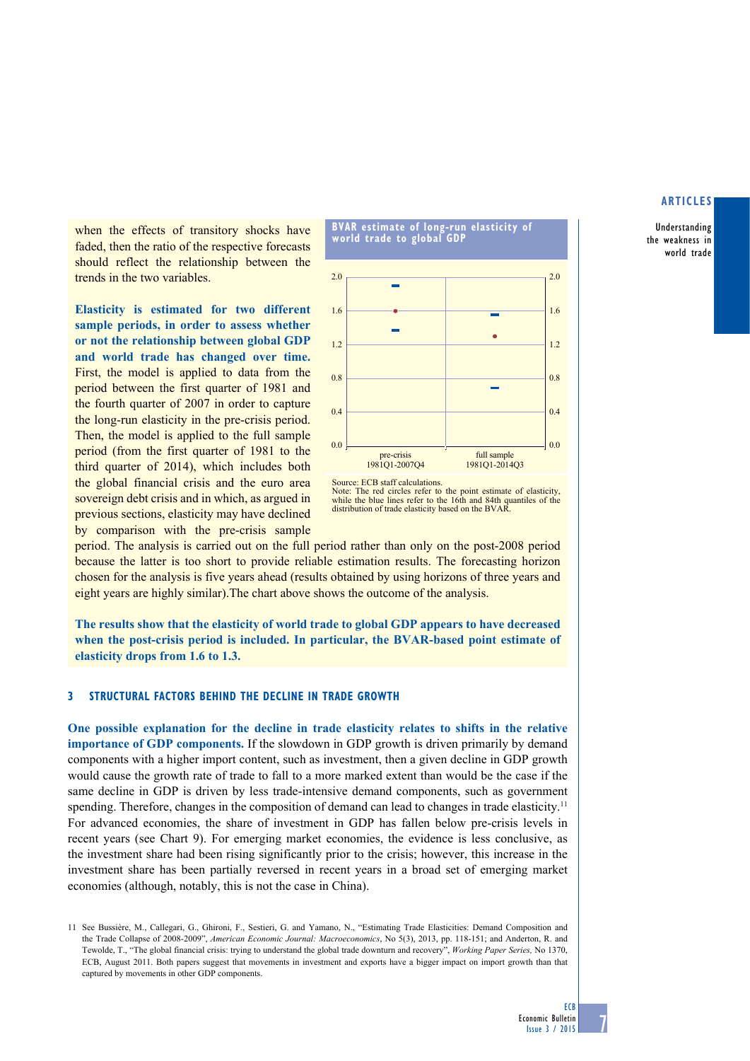when the effects of transitory shocks have faded, then the ratio of the respective forecasts should reflect the relationship between the trends in the two variables.

**Elasticity is estimated for two different sample periods, in order to assess whether or not the relationship between global GDP and world trade has changed over time.** First, the model is applied to data from the period between the first quarter of 1981 and the fourth quarter of 2007 in order to capture the long-run elasticity in the pre-crisis period. Then, the model is applied to the full sample period (from the first quarter of 1981 to the third quarter of 2014), which includes both the global financial crisis and the euro area sovereign debt crisis and in which, as argued in previous sections, elasticity may have declined by comparison with the pre-crisis sample period. The analysis is carried out on the full period rather than only on the post-2008 period because the latter is too short to provide reliable estimation results. The forecasting horizon chosen for the analysis is five years ahead (results obtained by using horizons of three years and eight years are highly similar).The chart above shows the outcome of the analysis.

**BVAR estimate of long-run elasticity of world trade to global GDP**

Source: ECB staff calculations.
Note: The red circles refer to the point estimate of elasticity, while the blue lines refer to the 16th and 84th quantiles of the distribution of trade elasticity based on the BVAR.

**The results show that the elasticity of world trade to global GDP appears to have decreased when the post-crisis period is included. In particular, the BVAR-based point estimate of elasticity drops from 1.6 to 1.3.**

## 3 STRUCTURAL FACTORS BEHIND THE DECLINE IN TRADE GROWTH

**One possible explanation for the decline in trade elasticity relates to shifts in the relative importance of GDP components.** If the slowdown in GDP growth is driven primarily by demand components with a higher import content, such as investment, then a given decline in GDP growth would cause the growth rate of trade to fall to a more marked extent than would be the case if the same decline in GDP is driven by less trade-intensive demand components, such as government spending. Therefore, changes in the composition of demand can lead to changes in trade elasticity.[11] For advanced economies, the share of investment in GDP has fallen below pre-crisis levels in recent years (see Chart 9). For emerging market economies, the evidence is less conclusive, as the investment share had been rising significantly prior to the crisis; however, this increase in the investment share has been partially reversed in recent years in a broad set of emerging market economies (although, notably, this is not the case in China).

11 See Bussière, M., Callegari, G., Ghironi, F., Sestieri, G. and Yamano, N., "Estimating Trade Elasticities: Demand Composition and the Trade Collapse of 2008-2009", *American Economic Journal: Macroeconomics*, No 5(3), 2013, pp. 118-151; and Anderton, R. and Tewolde, T., "The global financial crisis: trying to understand the global trade downturn and recovery", *Working Paper Series,* No 1370, ECB, August 2011. Both papers suggest that movements in investment and exports have a bigger impact on import growth than that captured by movements in other GDP components.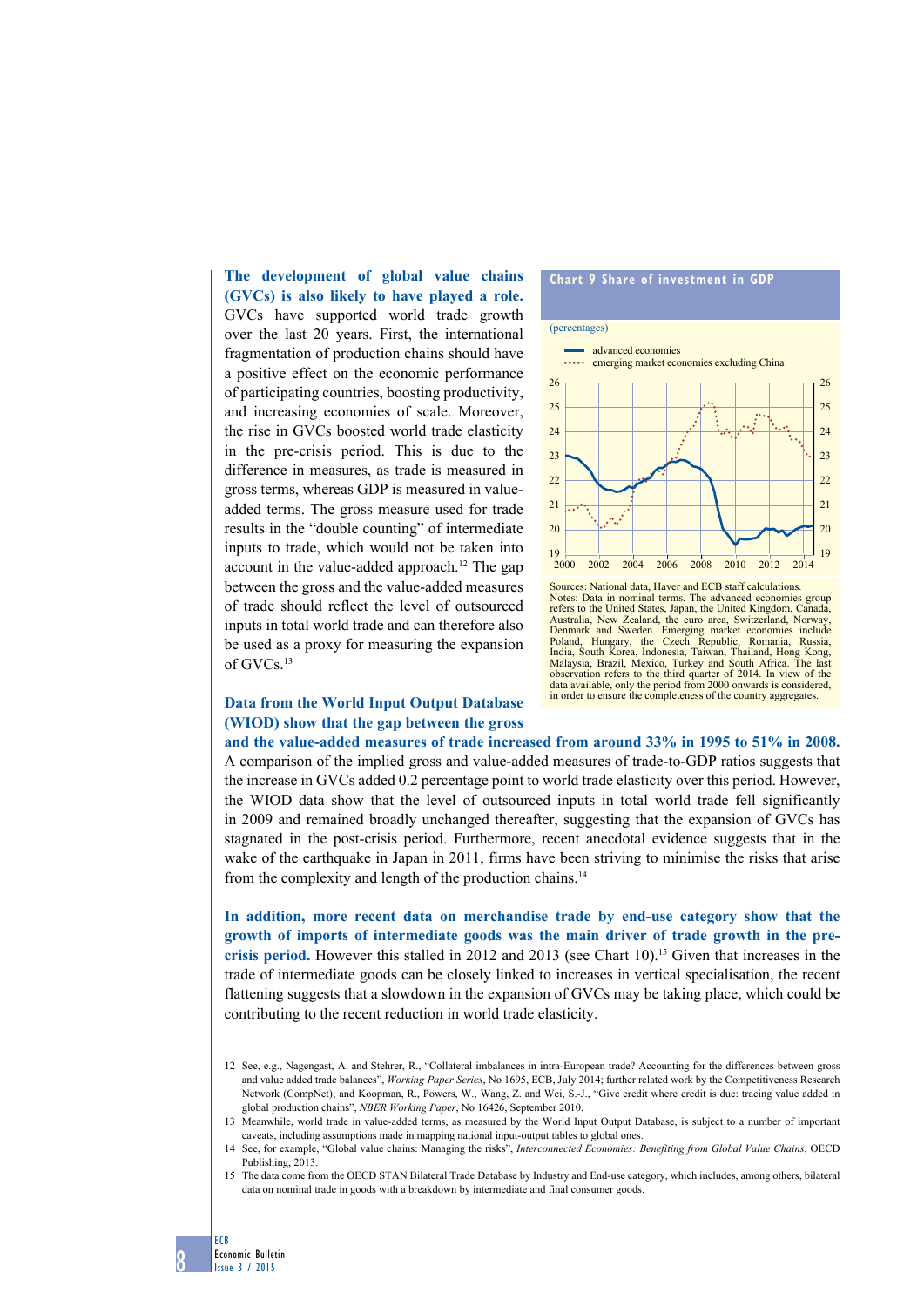**The development of global value chains (GVCs) is also likely to have played a role.** GVCs have supported world trade growth over the last 20 years. First, the international fragmentation of production chains should have a positive effect on the economic performance of participating countries, boosting productivity, and increasing economies of scale. Moreover, the rise in GVCs boosted world trade elasticity in the pre-crisis period. This is due to the difference in measures, as trade is measured in gross terms, whereas GDP is measured in value-added terms. The gross measure used for trade results in the "double counting" of intermediate inputs to trade, which would not be taken into account in the value-added approach.[12] The gap between the gross and the value-added measures of trade should reflect the level of outsourced inputs in total world trade and can therefore also be used as a proxy for measuring the expansion of GVCs.[13]

**Chart 9 Share of investment in GDP**

(percentages)

- advanced economies
- emerging market economies excluding China

Sources: National data, Haver and ECB staff calculations.
Notes: Data in nominal terms. The advanced economies group refers to the United States, Japan, the United Kingdom, Canada, Australia, New Zealand, the euro area, Switzerland, Norway, Denmark and Sweden. Emerging market economies include Poland, Hungary, the Czech Republic, Romania, Russia, India, South Korea, Indonesia, Taiwan, Thailand, Hong Kong, Malaysia, Brazil, Mexico, Turkey and South Africa. The last observation refers to the third quarter of 2014. In view of the data available, only the period from 2000 onwards is considered, in order to ensure the completeness of the country aggregates.

**Data from the World Input Output Database (WIOD) show that the gap between the gross and the value-added measures of trade increased from around 33% in 1995 to 51% in 2008.** A comparison of the implied gross and value-added measures of trade-to-GDP ratios suggests that the increase in GVCs added 0.2 percentage point to world trade elasticity over this period. However, the WIOD data show that the level of outsourced inputs in total world trade fell significantly in 2009 and remained broadly unchanged thereafter, suggesting that the expansion of GVCs has stagnated in the post-crisis period. Furthermore, recent anecdotal evidence suggests that in the wake of the earthquake in Japan in 2011, firms have been striving to minimise the risks that arise from the complexity and length of the production chains.[14]

**In addition, more recent data on merchandise trade by end-use category show that the growth of imports of intermediate goods was the main driver of trade growth in the pre-crisis period.** However this stalled in 2012 and 2013 (see Chart 10).[15] Given that increases in the trade of intermediate goods can be closely linked to increases in vertical specialisation, the recent flattening suggests that a slowdown in the expansion of GVCs may be taking place, which could be contributing to the recent reduction in world trade elasticity.

12 See, e.g., Nagengast, A. and Stehrer, R., "Collateral imbalances in intra-European trade? Accounting for the differences between gross and value added trade balances", *Working Paper Series*, No 1695, ECB, July 2014; further related work by the Competitiveness Research Network (CompNet); and Koopman, R., Powers, W., Wang, Z. and Wei, S.-J., "Give credit where credit is due: tracing value added in global production chains", *NBER Working Paper*, No 16426, September 2010.

13 Meanwhile, world trade in value-added terms, as measured by the World Input Output Database, is subject to a number of important caveats, including assumptions made in mapping national input-output tables to global ones.

14 See, for example, "Global value chains: Managing the risks", *Interconnected Economies: Benefiting from Global Value Chains*, OECD Publishing, 2013.

15 The data come from the OECD STAN Bilateral Trade Database by Industry and End-use category, which includes, among others, bilateral data on nominal trade in goods with a breakdown by intermediate and final consumer goods.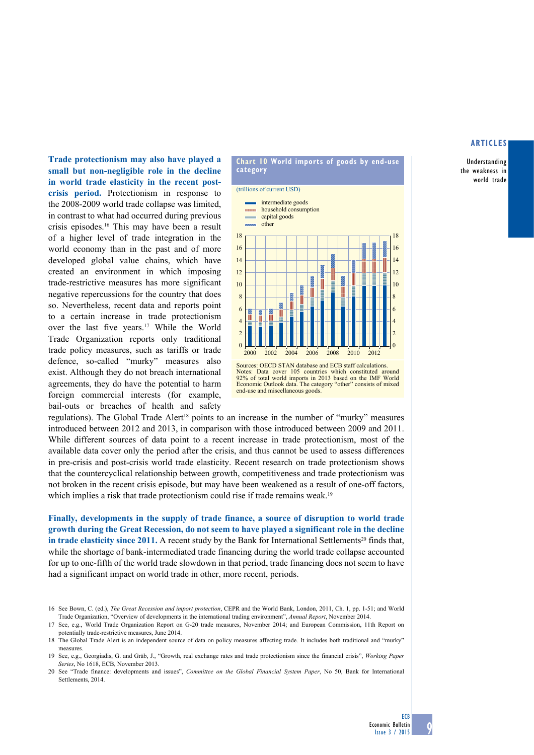**Trade protectionism may also have played a small but non-negligible role in the decline in world trade elasticity in the recent post-crisis period.** Protectionism in response to the 2008-2009 world trade collapse was limited, in contrast to what had occurred during previous crisis episodes.[16] This may have been a result of a higher level of trade integration in the world economy than in the past and of more developed global value chains, which have created an environment in which imposing trade-restrictive measures has more significant negative repercussions for the country that does so. Nevertheless, recent data and reports point to a certain increase in trade protectionism over the last five years.[17] While the World Trade Organization reports only traditional trade policy measures, such as tariffs or trade defence, so-called "murky" measures also exist. Although they do not breach international agreements, they do have the potential to harm foreign commercial interests (for example, bail-outs or breaches of health and safety regulations). The Global Trade Alert[18] points to an increase in the number of "murky" measures introduced between 2012 and 2013, in comparison with those introduced between 2009 and 2011. While different sources of data point to a recent increase in trade protectionism, most of the available data cover only the period after the crisis, and thus cannot be used to assess differences in pre-crisis and post-crisis world trade elasticity. Recent research on trade protectionism shows that the countercyclical relationship between growth, competitiveness and trade protectionism was not broken in the recent crisis episode, but may have been weakened as a result of one-off factors, which implies a risk that trade protectionism could rise if trade remains weak.[19]

**Chart 10 World imports of goods by end-use category**

(trillions of current USD)

- intermediate goods
- household consumption
- capital goods
- other

Sources: OECD STAN database and ECB staff calculations.
Notes: Data cover 105 countries which constituted around 92% of total world imports in 2013 based on the IMF World Economic Outlook data. The category "other" consists of mixed end-use and miscellaneous goods.

**Finally, developments in the supply of trade finance, a source of disruption to world trade growth during the Great Recession, do not seem to have played a significant role in the decline in trade elasticity since 2011.** A recent study by the Bank for International Settlements[20] finds that, while the shortage of bank-intermediated trade financing during the world trade collapse accounted for up to one-fifth of the world trade slowdown in that period, trade financing does not seem to have had a significant impact on world trade in other, more recent, periods.

16 See Bown, C. (ed.), *The Great Recession and import protection*, CEPR and the World Bank, London, 2011, Ch. 1, pp. 1-51; and World Trade Organization, "Overview of developments in the international trading environment", *Annual Report*, November 2014.

17 See, e.g., World Trade Organization Report on G-20 trade measures, November 2014; and European Commission, 11th Report on potentially trade-restrictive measures, June 2014.

18 The Global Trade Alert is an independent source of data on policy measures affecting trade. It includes both traditional and "murky" measures.

19 See, e.g., Georgiadis, G. and Gräb, J., "Growth, real exchange rates and trade protectionism since the financial crisis", *Working Paper Series*, No 1618, ECB, November 2013.

20 See "Trade finance: developments and issues", *Committee on the Global Financial System Paper*, No 50, Bank for International Settlements, 2014.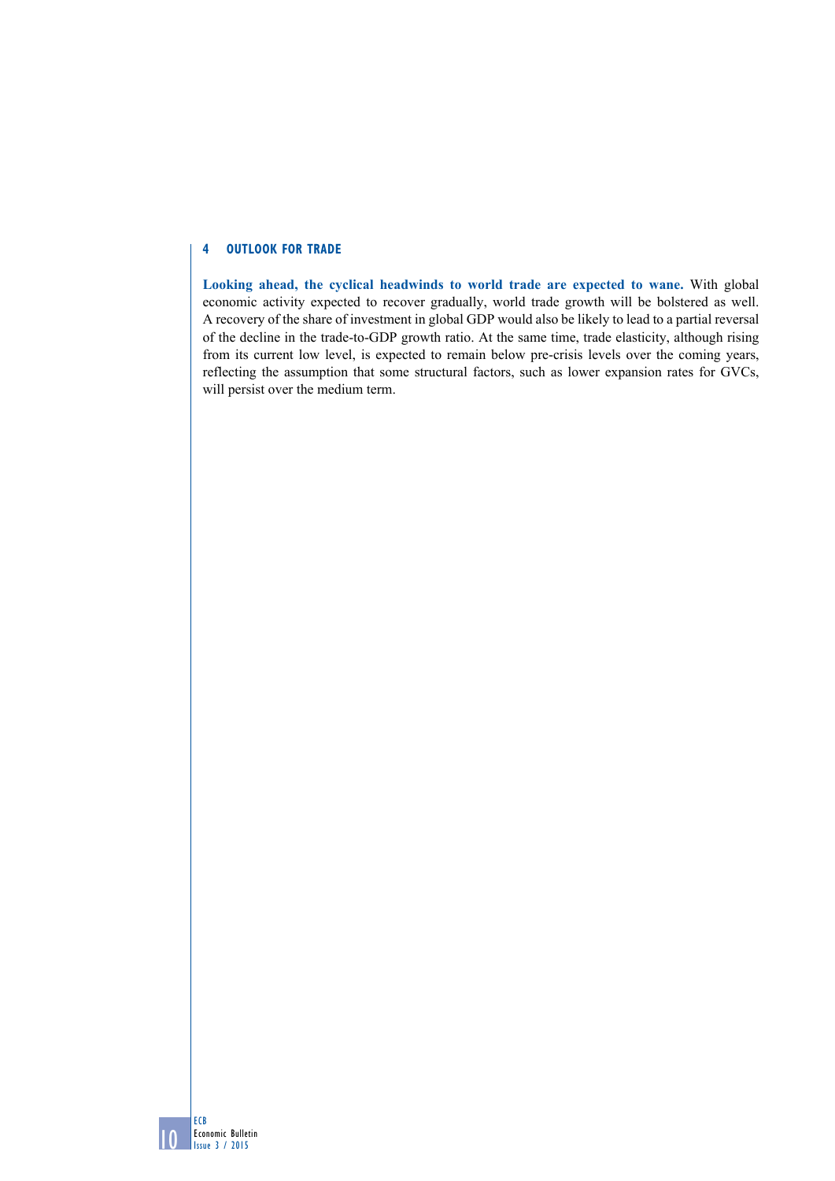## 4 OUTLOOK FOR TRADE

**Looking ahead, the cyclical headwinds to world trade are expected to wane.** With global economic activity expected to recover gradually, world trade growth will be bolstered as well. A recovery of the share of investment in global GDP would also be likely to lead to a partial reversal of the decline in the trade-to-GDP growth ratio. At the same time, trade elasticity, although rising from its current low level, is expected to remain below pre-crisis levels over the coming years, reflecting the assumption that some structural factors, such as lower expansion rates for GVCs, will persist over the medium term.